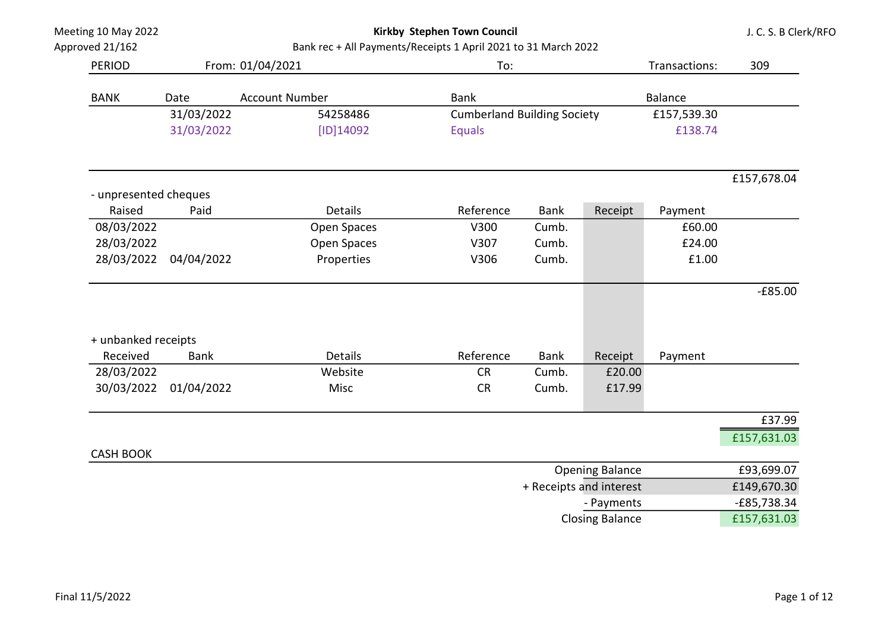Meeting 10 May 2022
Approved 21/162

**Kirkby Stephen Town Council**

Bank rec + All Payments/Receipts 1 April 2021 to 31 March 2022

J. C. S. B Clerk/RFO

| PERIOD | From: 01/04/2021 | To: | Transactions: | 309 |
|---|---|---|---|---|

| BANK | Date | Account Number | Bank | Balance | |
|---|---|---|---|---|---|
| | 31/03/2022 | 54258486 | Cumberland Building Society | £157,539.30 | |
| | 31/03/2022 | [ID]14092 | Equals | £138.74 | |
| | | | | | £157,678.04 |

- unpresented cheques

| Raised | Paid | Details | Reference | Bank | Receipt | Payment | |
|---|---|---|---|---|---|---|---|
| 08/03/2022 | | Open Spaces | V300 | Cumb. | | £60.00 | |
| 28/03/2022 | | Open Spaces | V307 | Cumb. | | £24.00 | |
| 28/03/2022 | 04/04/2022 | Properties | V306 | Cumb. | | £1.00 | |
| | | | | | | | -£85.00 |

+ unbanked receipts

| Received | Bank | Details | Reference | Bank | Receipt | Payment | |
|---|---|---|---|---|---|---|---|
| 28/03/2022 | | Website | CR | Cumb. | £20.00 | | |
| 30/03/2022 | 01/04/2022 | Misc | CR | Cumb. | £17.99 | | |
| | | | | | | | £37.99 |
| | | | | | | | £157,631.03 |

CASH BOOK

| | |
|---|---|
| Opening Balance | £93,699.07 |
| + Receipts and interest | £149,670.30 |
| - Payments | -£85,738.34 |
| Closing Balance | £157,631.03 |

Final 11/5/2022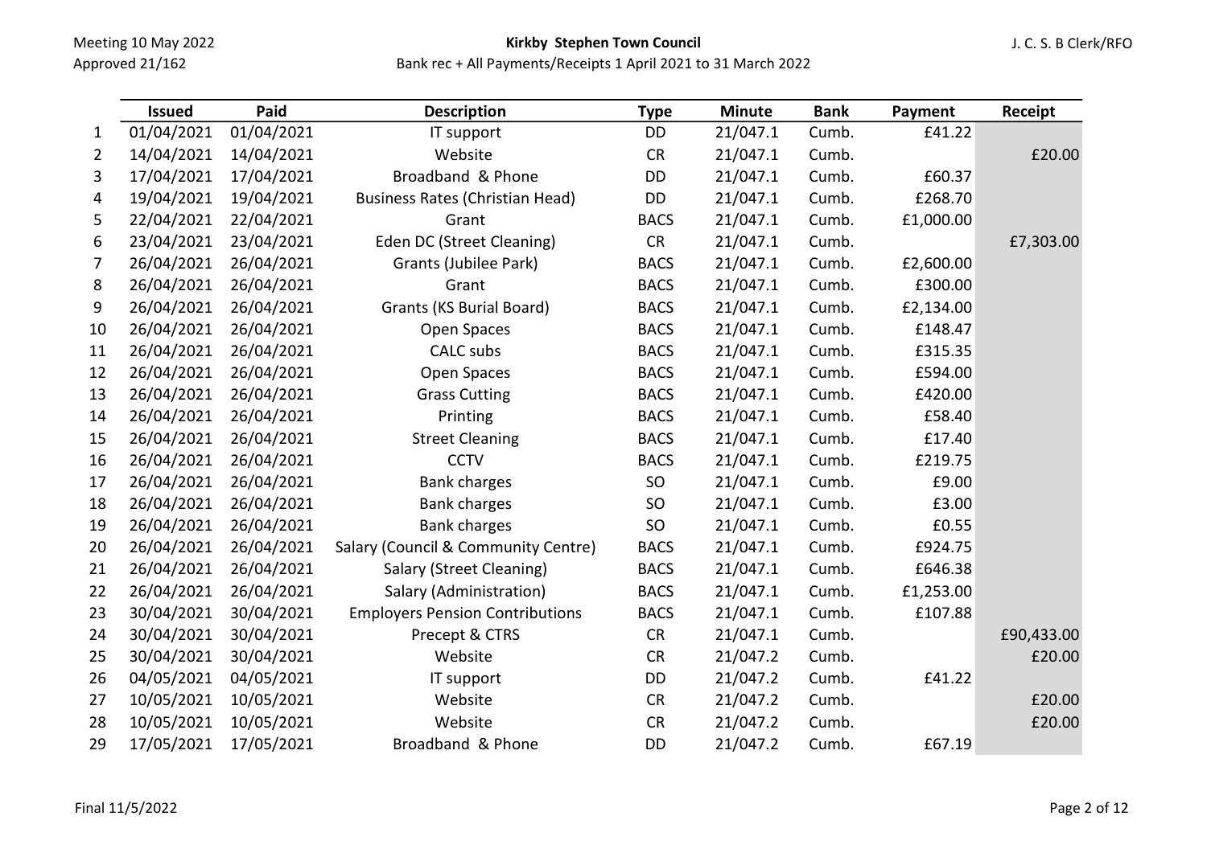Meeting 10 May 2022
Approved 21/162

**Kirkby Stephen Town Council**

Bank rec + All Payments/Receipts 1 April 2021 to 31 March 2022

J. C. S. B Clerk/RFO

| | Issued | Paid | Description | Type | Minute | Bank | Payment | Receipt |
|---|---|---|---|---|---|---|---|---|
| 1 | 01/04/2021 | 01/04/2021 | IT support | DD | 21/047.1 | Cumb. | £41.22 | |
| 2 | 14/04/2021 | 14/04/2021 | Website | CR | 21/047.1 | Cumb. | | £20.00 |
| 3 | 17/04/2021 | 17/04/2021 | Broadband & Phone | DD | 21/047.1 | Cumb. | £60.37 | |
| 4 | 19/04/2021 | 19/04/2021 | Business Rates (Christian Head) | DD | 21/047.1 | Cumb. | £268.70 | |
| 5 | 22/04/2021 | 22/04/2021 | Grant | BACS | 21/047.1 | Cumb. | £1,000.00 | |
| 6 | 23/04/2021 | 23/04/2021 | Eden DC (Street Cleaning) | CR | 21/047.1 | Cumb. | | £7,303.00 |
| 7 | 26/04/2021 | 26/04/2021 | Grants (Jubilee Park) | BACS | 21/047.1 | Cumb. | £2,600.00 | |
| 8 | 26/04/2021 | 26/04/2021 | Grant | BACS | 21/047.1 | Cumb. | £300.00 | |
| 9 | 26/04/2021 | 26/04/2021 | Grants (KS Burial Board) | BACS | 21/047.1 | Cumb. | £2,134.00 | |
| 10 | 26/04/2021 | 26/04/2021 | Open Spaces | BACS | 21/047.1 | Cumb. | £148.47 | |
| 11 | 26/04/2021 | 26/04/2021 | CALC subs | BACS | 21/047.1 | Cumb. | £315.35 | |
| 12 | 26/04/2021 | 26/04/2021 | Open Spaces | BACS | 21/047.1 | Cumb. | £594.00 | |
| 13 | 26/04/2021 | 26/04/2021 | Grass Cutting | BACS | 21/047.1 | Cumb. | £420.00 | |
| 14 | 26/04/2021 | 26/04/2021 | Printing | BACS | 21/047.1 | Cumb. | £58.40 | |
| 15 | 26/04/2021 | 26/04/2021 | Street Cleaning | BACS | 21/047.1 | Cumb. | £17.40 | |
| 16 | 26/04/2021 | 26/04/2021 | CCTV | BACS | 21/047.1 | Cumb. | £219.75 | |
| 17 | 26/04/2021 | 26/04/2021 | Bank charges | SO | 21/047.1 | Cumb. | £9.00 | |
| 18 | 26/04/2021 | 26/04/2021 | Bank charges | SO | 21/047.1 | Cumb. | £3.00 | |
| 19 | 26/04/2021 | 26/04/2021 | Bank charges | SO | 21/047.1 | Cumb. | £0.55 | |
| 20 | 26/04/2021 | 26/04/2021 | Salary (Council & Community Centre) | BACS | 21/047.1 | Cumb. | £924.75 | |
| 21 | 26/04/2021 | 26/04/2021 | Salary (Street Cleaning) | BACS | 21/047.1 | Cumb. | £646.38 | |
| 22 | 26/04/2021 | 26/04/2021 | Salary (Administration) | BACS | 21/047.1 | Cumb. | £1,253.00 | |
| 23 | 30/04/2021 | 30/04/2021 | Employers Pension Contributions | BACS | 21/047.1 | Cumb. | £107.88 | |
| 24 | 30/04/2021 | 30/04/2021 | Precept & CTRS | CR | 21/047.1 | Cumb. | | £90,433.00 |
| 25 | 30/04/2021 | 30/04/2021 | Website | CR | 21/047.2 | Cumb. | | £20.00 |
| 26 | 04/05/2021 | 04/05/2021 | IT support | DD | 21/047.2 | Cumb. | £41.22 | |
| 27 | 10/05/2021 | 10/05/2021 | Website | CR | 21/047.2 | Cumb. | | £20.00 |
| 28 | 10/05/2021 | 10/05/2021 | Website | CR | 21/047.2 | Cumb. | | £20.00 |
| 29 | 17/05/2021 | 17/05/2021 | Broadband & Phone | DD | 21/047.2 | Cumb. | £67.19 | |

Final 11/5/2022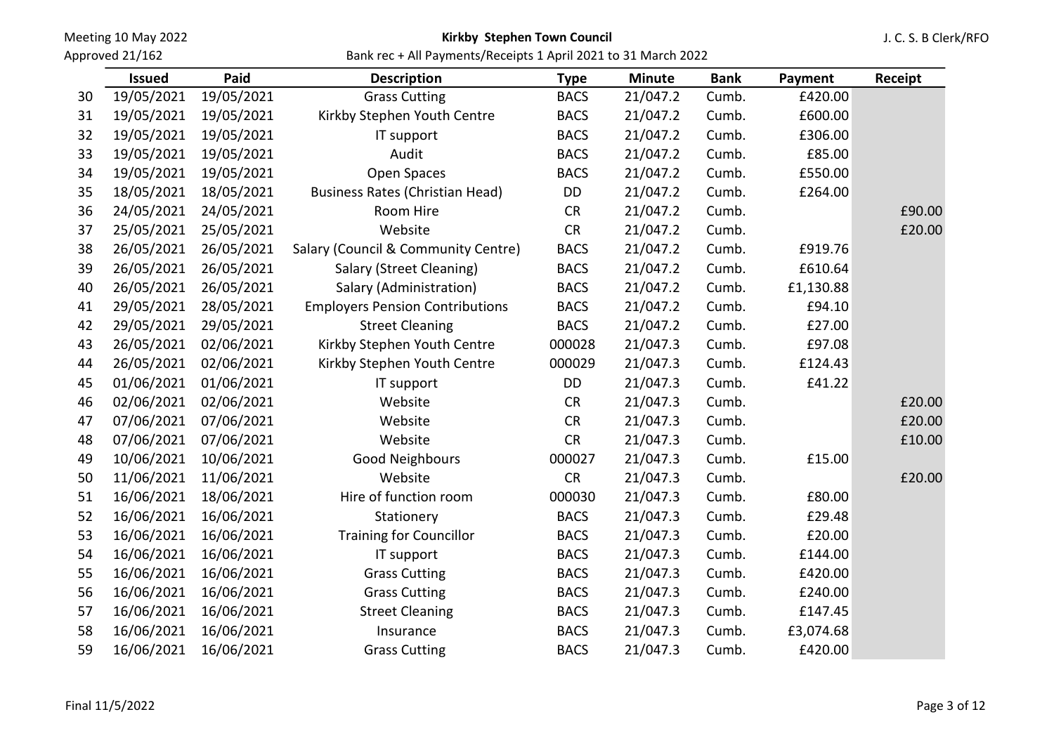| | Issued | Paid | Description | Type | Minute | Bank | Payment | Receipt |
|---|---|---|---|---|---|---|---|---|
| 30 | 19/05/2021 | 19/05/2021 | Grass Cutting | BACS | 21/047.2 | Cumb. | £420.00 | |
| 31 | 19/05/2021 | 19/05/2021 | Kirkby Stephen Youth Centre | BACS | 21/047.2 | Cumb. | £600.00 | |
| 32 | 19/05/2021 | 19/05/2021 | IT support | BACS | 21/047.2 | Cumb. | £306.00 | |
| 33 | 19/05/2021 | 19/05/2021 | Audit | BACS | 21/047.2 | Cumb. | £85.00 | |
| 34 | 19/05/2021 | 19/05/2021 | Open Spaces | BACS | 21/047.2 | Cumb. | £550.00 | |
| 35 | 18/05/2021 | 18/05/2021 | Business Rates (Christian Head) | DD | 21/047.2 | Cumb. | £264.00 | |
| 36 | 24/05/2021 | 24/05/2021 | Room Hire | CR | 21/047.2 | Cumb. | | £90.00 |
| 37 | 25/05/2021 | 25/05/2021 | Website | CR | 21/047.2 | Cumb. | | £20.00 |
| 38 | 26/05/2021 | 26/05/2021 | Salary (Council & Community Centre) | BACS | 21/047.2 | Cumb. | £919.76 | |
| 39 | 26/05/2021 | 26/05/2021 | Salary (Street Cleaning) | BACS | 21/047.2 | Cumb. | £610.64 | |
| 40 | 26/05/2021 | 26/05/2021 | Salary (Administration) | BACS | 21/047.2 | Cumb. | £1,130.88 | |
| 41 | 29/05/2021 | 28/05/2021 | Employers Pension Contributions | BACS | 21/047.2 | Cumb. | £94.10 | |
| 42 | 29/05/2021 | 29/05/2021 | Street Cleaning | BACS | 21/047.2 | Cumb. | £27.00 | |
| 43 | 26/05/2021 | 02/06/2021 | Kirkby Stephen Youth Centre | 000028 | 21/047.3 | Cumb. | £97.08 | |
| 44 | 26/05/2021 | 02/06/2021 | Kirkby Stephen Youth Centre | 000029 | 21/047.3 | Cumb. | £124.43 | |
| 45 | 01/06/2021 | 01/06/2021 | IT support | DD | 21/047.3 | Cumb. | £41.22 | |
| 46 | 02/06/2021 | 02/06/2021 | Website | CR | 21/047.3 | Cumb. | | £20.00 |
| 47 | 07/06/2021 | 07/06/2021 | Website | CR | 21/047.3 | Cumb. | | £20.00 |
| 48 | 07/06/2021 | 07/06/2021 | Website | CR | 21/047.3 | Cumb. | | £10.00 |
| 49 | 10/06/2021 | 10/06/2021 | Good Neighbours | 000027 | 21/047.3 | Cumb. | £15.00 | |
| 50 | 11/06/2021 | 11/06/2021 | Website | CR | 21/047.3 | Cumb. | | £20.00 |
| 51 | 16/06/2021 | 18/06/2021 | Hire of function room | 000030 | 21/047.3 | Cumb. | £80.00 | |
| 52 | 16/06/2021 | 16/06/2021 | Stationery | BACS | 21/047.3 | Cumb. | £29.48 | |
| 53 | 16/06/2021 | 16/06/2021 | Training for Councillor | BACS | 21/047.3 | Cumb. | £20.00 | |
| 54 | 16/06/2021 | 16/06/2021 | IT support | BACS | 21/047.3 | Cumb. | £144.00 | |
| 55 | 16/06/2021 | 16/06/2021 | Grass Cutting | BACS | 21/047.3 | Cumb. | £420.00 | |
| 56 | 16/06/2021 | 16/06/2021 | Grass Cutting | BACS | 21/047.3 | Cumb. | £240.00 | |
| 57 | 16/06/2021 | 16/06/2021 | Street Cleaning | BACS | 21/047.3 | Cumb. | £147.45 | |
| 58 | 16/06/2021 | 16/06/2021 | Insurance | BACS | 21/047.3 | Cumb. | £3,074.68 | |
| 59 | 16/06/2021 | 16/06/2021 | Grass Cutting | BACS | 21/047.3 | Cumb. | £420.00 | |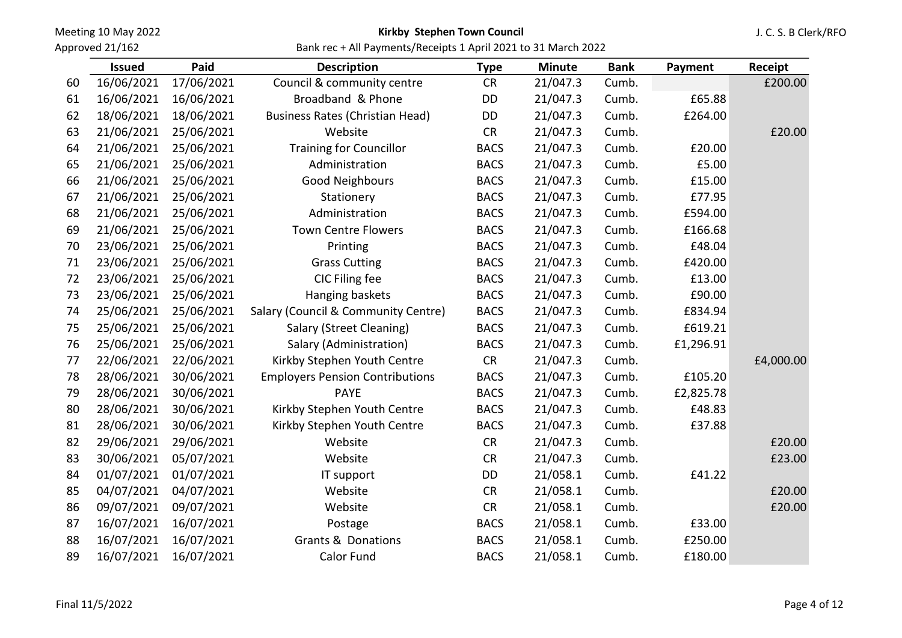| | Issued | Paid | Description | Type | Minute | Bank | Payment | Receipt |
|---|---|---|---|---|---|---|---|---|
| 60 | 16/06/2021 | 17/06/2021 | Council & community centre | CR | 21/047.3 | Cumb. | | £200.00 |
| 61 | 16/06/2021 | 16/06/2021 | Broadband & Phone | DD | 21/047.3 | Cumb. | £65.88 | |
| 62 | 18/06/2021 | 18/06/2021 | Business Rates (Christian Head) | DD | 21/047.3 | Cumb. | £264.00 | |
| 63 | 21/06/2021 | 25/06/2021 | Website | CR | 21/047.3 | Cumb. | | £20.00 |
| 64 | 21/06/2021 | 25/06/2021 | Training for Councillor | BACS | 21/047.3 | Cumb. | £20.00 | |
| 65 | 21/06/2021 | 25/06/2021 | Administration | BACS | 21/047.3 | Cumb. | £5.00 | |
| 66 | 21/06/2021 | 25/06/2021 | Good Neighbours | BACS | 21/047.3 | Cumb. | £15.00 | |
| 67 | 21/06/2021 | 25/06/2021 | Stationery | BACS | 21/047.3 | Cumb. | £77.95 | |
| 68 | 21/06/2021 | 25/06/2021 | Administration | BACS | 21/047.3 | Cumb. | £594.00 | |
| 69 | 21/06/2021 | 25/06/2021 | Town Centre Flowers | BACS | 21/047.3 | Cumb. | £166.68 | |
| 70 | 23/06/2021 | 25/06/2021 | Printing | BACS | 21/047.3 | Cumb. | £48.04 | |
| 71 | 23/06/2021 | 25/06/2021 | Grass Cutting | BACS | 21/047.3 | Cumb. | £420.00 | |
| 72 | 23/06/2021 | 25/06/2021 | CIC Filing fee | BACS | 21/047.3 | Cumb. | £13.00 | |
| 73 | 23/06/2021 | 25/06/2021 | Hanging baskets | BACS | 21/047.3 | Cumb. | £90.00 | |
| 74 | 25/06/2021 | 25/06/2021 | Salary (Council & Community Centre) | BACS | 21/047.3 | Cumb. | £834.94 | |
| 75 | 25/06/2021 | 25/06/2021 | Salary (Street Cleaning) | BACS | 21/047.3 | Cumb. | £619.21 | |
| 76 | 25/06/2021 | 25/06/2021 | Salary (Administration) | BACS | 21/047.3 | Cumb. | £1,296.91 | |
| 77 | 22/06/2021 | 22/06/2021 | Kirkby Stephen Youth Centre | CR | 21/047.3 | Cumb. | | £4,000.00 |
| 78 | 28/06/2021 | 30/06/2021 | Employers Pension Contributions | BACS | 21/047.3 | Cumb. | £105.20 | |
| 79 | 28/06/2021 | 30/06/2021 | PAYE | BACS | 21/047.3 | Cumb. | £2,825.78 | |
| 80 | 28/06/2021 | 30/06/2021 | Kirkby Stephen Youth Centre | BACS | 21/047.3 | Cumb. | £48.83 | |
| 81 | 28/06/2021 | 30/06/2021 | Kirkby Stephen Youth Centre | BACS | 21/047.3 | Cumb. | £37.88 | |
| 82 | 29/06/2021 | 29/06/2021 | Website | CR | 21/047.3 | Cumb. | | £20.00 |
| 83 | 30/06/2021 | 05/07/2021 | Website | CR | 21/047.3 | Cumb. | | £23.00 |
| 84 | 01/07/2021 | 01/07/2021 | IT support | DD | 21/058.1 | Cumb. | £41.22 | |
| 85 | 04/07/2021 | 04/07/2021 | Website | CR | 21/058.1 | Cumb. | | £20.00 |
| 86 | 09/07/2021 | 09/07/2021 | Website | CR | 21/058.1 | Cumb. | | £20.00 |
| 87 | 16/07/2021 | 16/07/2021 | Postage | BACS | 21/058.1 | Cumb. | £33.00 | |
| 88 | 16/07/2021 | 16/07/2021 | Grants & Donations | BACS | 21/058.1 | Cumb. | £250.00 | |
| 89 | 16/07/2021 | 16/07/2021 | Calor Fund | BACS | 21/058.1 | Cumb. | £180.00 | |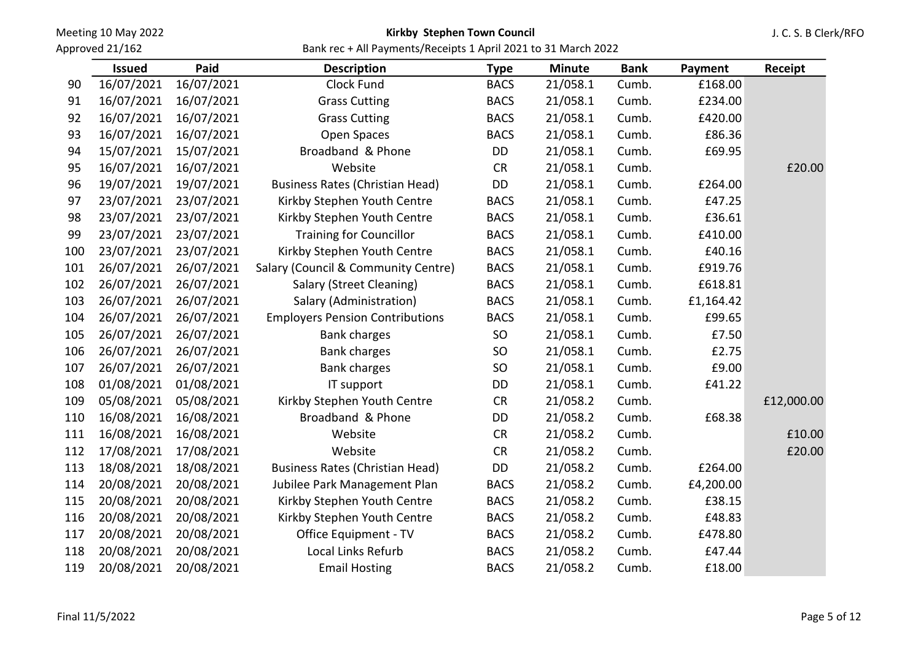| | Issued | Paid | Description | Type | Minute | Bank | Payment | Receipt |
|---|---|---|---|---|---|---|---|---|
| 90 | 16/07/2021 | 16/07/2021 | Clock Fund | BACS | 21/058.1 | Cumb. | £168.00 | |
| 91 | 16/07/2021 | 16/07/2021 | Grass Cutting | BACS | 21/058.1 | Cumb. | £234.00 | |
| 92 | 16/07/2021 | 16/07/2021 | Grass Cutting | BACS | 21/058.1 | Cumb. | £420.00 | |
| 93 | 16/07/2021 | 16/07/2021 | Open Spaces | BACS | 21/058.1 | Cumb. | £86.36 | |
| 94 | 15/07/2021 | 15/07/2021 | Broadband & Phone | DD | 21/058.1 | Cumb. | £69.95 | |
| 95 | 16/07/2021 | 16/07/2021 | Website | CR | 21/058.1 | Cumb. | | £20.00 |
| 96 | 19/07/2021 | 19/07/2021 | Business Rates (Christian Head) | DD | 21/058.1 | Cumb. | £264.00 | |
| 97 | 23/07/2021 | 23/07/2021 | Kirkby Stephen Youth Centre | BACS | 21/058.1 | Cumb. | £47.25 | |
| 98 | 23/07/2021 | 23/07/2021 | Kirkby Stephen Youth Centre | BACS | 21/058.1 | Cumb. | £36.61 | |
| 99 | 23/07/2021 | 23/07/2021 | Training for Councillor | BACS | 21/058.1 | Cumb. | £410.00 | |
| 100 | 23/07/2021 | 23/07/2021 | Kirkby Stephen Youth Centre | BACS | 21/058.1 | Cumb. | £40.16 | |
| 101 | 26/07/2021 | 26/07/2021 | Salary (Council & Community Centre) | BACS | 21/058.1 | Cumb. | £919.76 | |
| 102 | 26/07/2021 | 26/07/2021 | Salary (Street Cleaning) | BACS | 21/058.1 | Cumb. | £618.81 | |
| 103 | 26/07/2021 | 26/07/2021 | Salary (Administration) | BACS | 21/058.1 | Cumb. | £1,164.42 | |
| 104 | 26/07/2021 | 26/07/2021 | Employers Pension Contributions | BACS | 21/058.1 | Cumb. | £99.65 | |
| 105 | 26/07/2021 | 26/07/2021 | Bank charges | SO | 21/058.1 | Cumb. | £7.50 | |
| 106 | 26/07/2021 | 26/07/2021 | Bank charges | SO | 21/058.1 | Cumb. | £2.75 | |
| 107 | 26/07/2021 | 26/07/2021 | Bank charges | SO | 21/058.1 | Cumb. | £9.00 | |
| 108 | 01/08/2021 | 01/08/2021 | IT support | DD | 21/058.1 | Cumb. | £41.22 | |
| 109 | 05/08/2021 | 05/08/2021 | Kirkby Stephen Youth Centre | CR | 21/058.2 | Cumb. | | £12,000.00 |
| 110 | 16/08/2021 | 16/08/2021 | Broadband & Phone | DD | 21/058.2 | Cumb. | £68.38 | |
| 111 | 16/08/2021 | 16/08/2021 | Website | CR | 21/058.2 | Cumb. | | £10.00 |
| 112 | 17/08/2021 | 17/08/2021 | Website | CR | 21/058.2 | Cumb. | | £20.00 |
| 113 | 18/08/2021 | 18/08/2021 | Business Rates (Christian Head) | DD | 21/058.2 | Cumb. | £264.00 | |
| 114 | 20/08/2021 | 20/08/2021 | Jubilee Park Management Plan | BACS | 21/058.2 | Cumb. | £4,200.00 | |
| 115 | 20/08/2021 | 20/08/2021 | Kirkby Stephen Youth Centre | BACS | 21/058.2 | Cumb. | £38.15 | |
| 116 | 20/08/2021 | 20/08/2021 | Kirkby Stephen Youth Centre | BACS | 21/058.2 | Cumb. | £48.83 | |
| 117 | 20/08/2021 | 20/08/2021 | Office Equipment - TV | BACS | 21/058.2 | Cumb. | £478.80 | |
| 118 | 20/08/2021 | 20/08/2021 | Local Links Refurb | BACS | 21/058.2 | Cumb. | £47.44 | |
| 119 | 20/08/2021 | 20/08/2021 | Email Hosting | BACS | 21/058.2 | Cumb. | £18.00 | |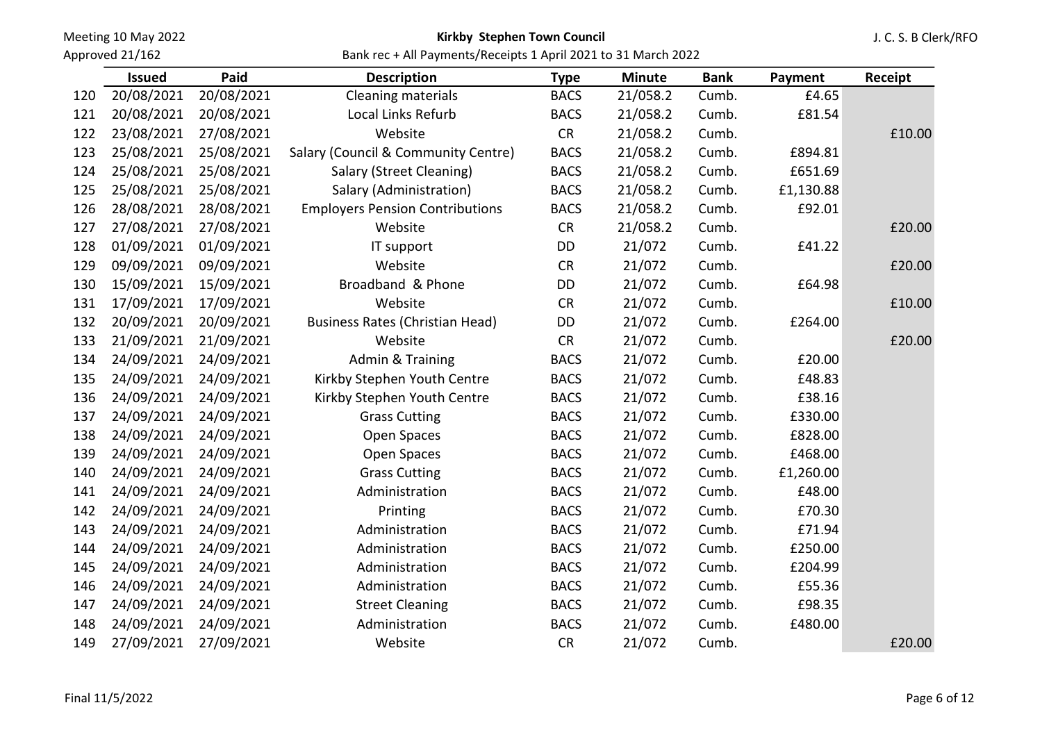| | Issued | Paid | Description | Type | Minute | Bank | Payment | Receipt |
|---|---|---|---|---|---|---|---|---|
| 120 | 20/08/2021 | 20/08/2021 | Cleaning materials | BACS | 21/058.2 | Cumb. | £4.65 | |
| 121 | 20/08/2021 | 20/08/2021 | Local Links Refurb | BACS | 21/058.2 | Cumb. | £81.54 | |
| 122 | 23/08/2021 | 27/08/2021 | Website | CR | 21/058.2 | Cumb. | | £10.00 |
| 123 | 25/08/2021 | 25/08/2021 | Salary (Council & Community Centre) | BACS | 21/058.2 | Cumb. | £894.81 | |
| 124 | 25/08/2021 | 25/08/2021 | Salary (Street Cleaning) | BACS | 21/058.2 | Cumb. | £651.69 | |
| 125 | 25/08/2021 | 25/08/2021 | Salary (Administration) | BACS | 21/058.2 | Cumb. | £1,130.88 | |
| 126 | 28/08/2021 | 28/08/2021 | Employers Pension Contributions | BACS | 21/058.2 | Cumb. | £92.01 | |
| 127 | 27/08/2021 | 27/08/2021 | Website | CR | 21/058.2 | Cumb. | | £20.00 |
| 128 | 01/09/2021 | 01/09/2021 | IT support | DD | 21/072 | Cumb. | £41.22 | |
| 129 | 09/09/2021 | 09/09/2021 | Website | CR | 21/072 | Cumb. | | £20.00 |
| 130 | 15/09/2021 | 15/09/2021 | Broadband & Phone | DD | 21/072 | Cumb. | £64.98 | |
| 131 | 17/09/2021 | 17/09/2021 | Website | CR | 21/072 | Cumb. | | £10.00 |
| 132 | 20/09/2021 | 20/09/2021 | Business Rates (Christian Head) | DD | 21/072 | Cumb. | £264.00 | |
| 133 | 21/09/2021 | 21/09/2021 | Website | CR | 21/072 | Cumb. | | £20.00 |
| 134 | 24/09/2021 | 24/09/2021 | Admin & Training | BACS | 21/072 | Cumb. | £20.00 | |
| 135 | 24/09/2021 | 24/09/2021 | Kirkby Stephen Youth Centre | BACS | 21/072 | Cumb. | £48.83 | |
| 136 | 24/09/2021 | 24/09/2021 | Kirkby Stephen Youth Centre | BACS | 21/072 | Cumb. | £38.16 | |
| 137 | 24/09/2021 | 24/09/2021 | Grass Cutting | BACS | 21/072 | Cumb. | £330.00 | |
| 138 | 24/09/2021 | 24/09/2021 | Open Spaces | BACS | 21/072 | Cumb. | £828.00 | |
| 139 | 24/09/2021 | 24/09/2021 | Open Spaces | BACS | 21/072 | Cumb. | £468.00 | |
| 140 | 24/09/2021 | 24/09/2021 | Grass Cutting | BACS | 21/072 | Cumb. | £1,260.00 | |
| 141 | 24/09/2021 | 24/09/2021 | Administration | BACS | 21/072 | Cumb. | £48.00 | |
| 142 | 24/09/2021 | 24/09/2021 | Printing | BACS | 21/072 | Cumb. | £70.30 | |
| 143 | 24/09/2021 | 24/09/2021 | Administration | BACS | 21/072 | Cumb. | £71.94 | |
| 144 | 24/09/2021 | 24/09/2021 | Administration | BACS | 21/072 | Cumb. | £250.00 | |
| 145 | 24/09/2021 | 24/09/2021 | Administration | BACS | 21/072 | Cumb. | £204.99 | |
| 146 | 24/09/2021 | 24/09/2021 | Administration | BACS | 21/072 | Cumb. | £55.36 | |
| 147 | 24/09/2021 | 24/09/2021 | Street Cleaning | BACS | 21/072 | Cumb. | £98.35 | |
| 148 | 24/09/2021 | 24/09/2021 | Administration | BACS | 21/072 | Cumb. | £480.00 | |
| 149 | 27/09/2021 | 27/09/2021 | Website | CR | 21/072 | Cumb. | | £20.00 |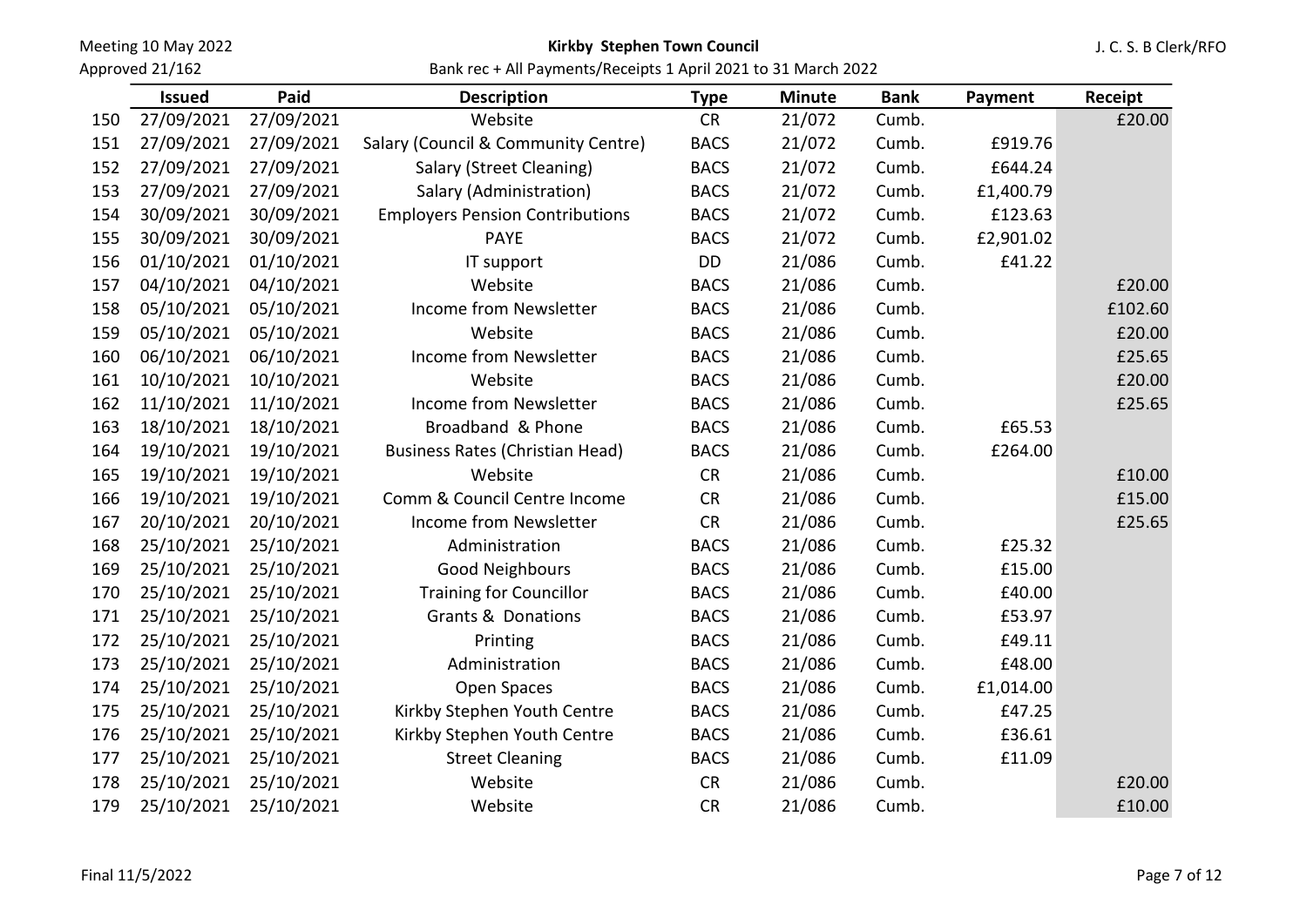| | Issued | Paid | Description | Type | Minute | Bank | Payment | Receipt |
|---|---|---|---|---|---|---|---|---|
| 150 | 27/09/2021 | 27/09/2021 | Website | CR | 21/072 | Cumb. | | £20.00 |
| 151 | 27/09/2021 | 27/09/2021 | Salary (Council & Community Centre) | BACS | 21/072 | Cumb. | £919.76 | |
| 152 | 27/09/2021 | 27/09/2021 | Salary (Street Cleaning) | BACS | 21/072 | Cumb. | £644.24 | |
| 153 | 27/09/2021 | 27/09/2021 | Salary (Administration) | BACS | 21/072 | Cumb. | £1,400.79 | |
| 154 | 30/09/2021 | 30/09/2021 | Employers Pension Contributions | BACS | 21/072 | Cumb. | £123.63 | |
| 155 | 30/09/2021 | 30/09/2021 | PAYE | BACS | 21/072 | Cumb. | £2,901.02 | |
| 156 | 01/10/2021 | 01/10/2021 | IT support | DD | 21/086 | Cumb. | £41.22 | |
| 157 | 04/10/2021 | 04/10/2021 | Website | BACS | 21/086 | Cumb. | | £20.00 |
| 158 | 05/10/2021 | 05/10/2021 | Income from Newsletter | BACS | 21/086 | Cumb. | | £102.60 |
| 159 | 05/10/2021 | 05/10/2021 | Website | BACS | 21/086 | Cumb. | | £20.00 |
| 160 | 06/10/2021 | 06/10/2021 | Income from Newsletter | BACS | 21/086 | Cumb. | | £25.65 |
| 161 | 10/10/2021 | 10/10/2021 | Website | BACS | 21/086 | Cumb. | | £20.00 |
| 162 | 11/10/2021 | 11/10/2021 | Income from Newsletter | BACS | 21/086 | Cumb. | | £25.65 |
| 163 | 18/10/2021 | 18/10/2021 | Broadband & Phone | BACS | 21/086 | Cumb. | £65.53 | |
| 164 | 19/10/2021 | 19/10/2021 | Business Rates (Christian Head) | BACS | 21/086 | Cumb. | £264.00 | |
| 165 | 19/10/2021 | 19/10/2021 | Website | CR | 21/086 | Cumb. | | £10.00 |
| 166 | 19/10/2021 | 19/10/2021 | Comm & Council Centre Income | CR | 21/086 | Cumb. | | £15.00 |
| 167 | 20/10/2021 | 20/10/2021 | Income from Newsletter | CR | 21/086 | Cumb. | | £25.65 |
| 168 | 25/10/2021 | 25/10/2021 | Administration | BACS | 21/086 | Cumb. | £25.32 | |
| 169 | 25/10/2021 | 25/10/2021 | Good Neighbours | BACS | 21/086 | Cumb. | £15.00 | |
| 170 | 25/10/2021 | 25/10/2021 | Training for Councillor | BACS | 21/086 | Cumb. | £40.00 | |
| 171 | 25/10/2021 | 25/10/2021 | Grants & Donations | BACS | 21/086 | Cumb. | £53.97 | |
| 172 | 25/10/2021 | 25/10/2021 | Printing | BACS | 21/086 | Cumb. | £49.11 | |
| 173 | 25/10/2021 | 25/10/2021 | Administration | BACS | 21/086 | Cumb. | £48.00 | |
| 174 | 25/10/2021 | 25/10/2021 | Open Spaces | BACS | 21/086 | Cumb. | £1,014.00 | |
| 175 | 25/10/2021 | 25/10/2021 | Kirkby Stephen Youth Centre | BACS | 21/086 | Cumb. | £47.25 | |
| 176 | 25/10/2021 | 25/10/2021 | Kirkby Stephen Youth Centre | BACS | 21/086 | Cumb. | £36.61 | |
| 177 | 25/10/2021 | 25/10/2021 | Street Cleaning | BACS | 21/086 | Cumb. | £11.09 | |
| 178 | 25/10/2021 | 25/10/2021 | Website | CR | 21/086 | Cumb. | | £20.00 |
| 179 | 25/10/2021 | 25/10/2021 | Website | CR | 21/086 | Cumb. | | £10.00 |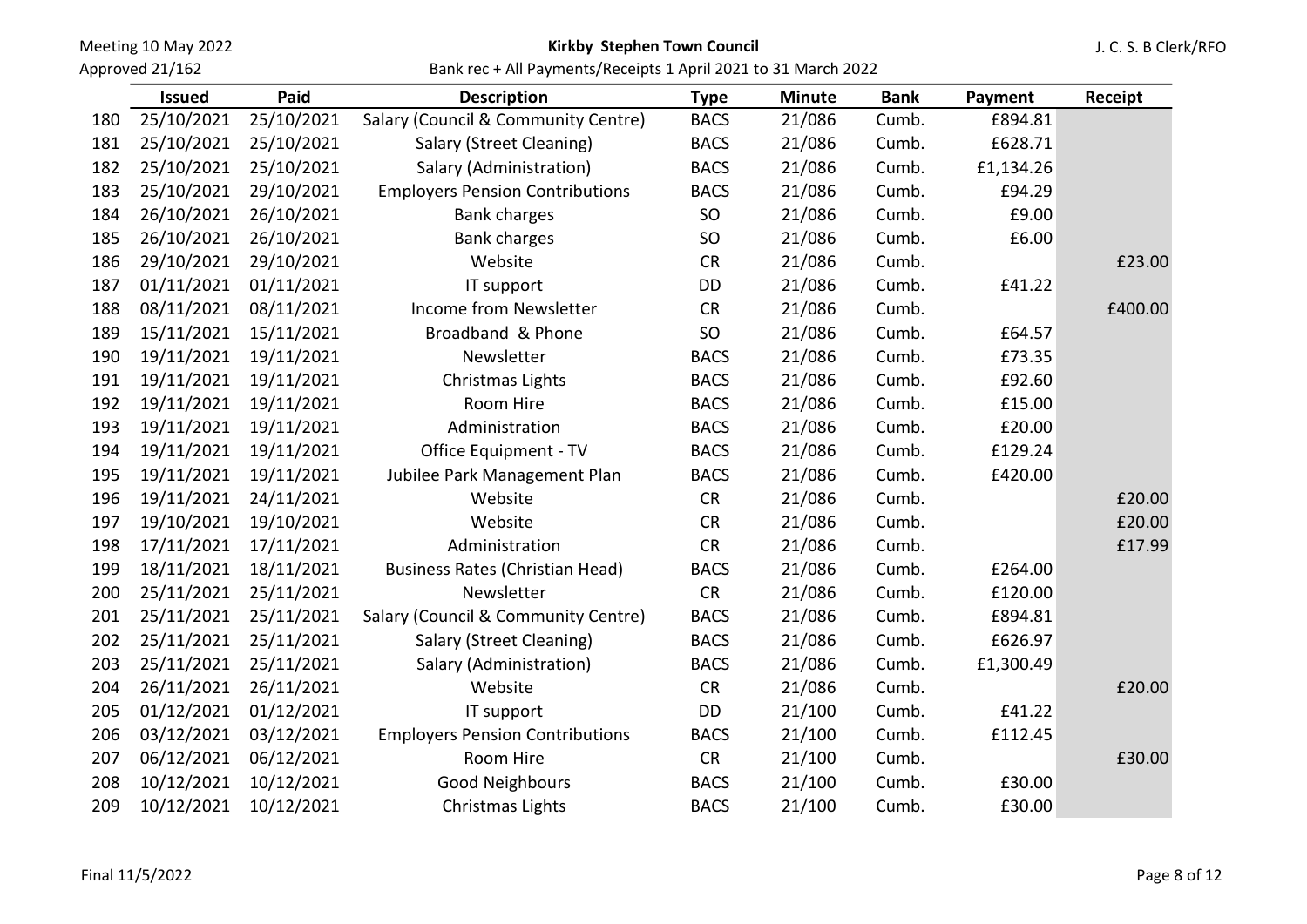| | Issued | Paid | Description | Type | Minute | Bank | Payment | Receipt |
|---|---|---|---|---|---|---|---|---|
| 180 | 25/10/2021 | 25/10/2021 | Salary (Council & Community Centre) | BACS | 21/086 | Cumb. | £894.81 | |
| 181 | 25/10/2021 | 25/10/2021 | Salary (Street Cleaning) | BACS | 21/086 | Cumb. | £628.71 | |
| 182 | 25/10/2021 | 25/10/2021 | Salary (Administration) | BACS | 21/086 | Cumb. | £1,134.26 | |
| 183 | 25/10/2021 | 29/10/2021 | Employers Pension Contributions | BACS | 21/086 | Cumb. | £94.29 | |
| 184 | 26/10/2021 | 26/10/2021 | Bank charges | SO | 21/086 | Cumb. | £9.00 | |
| 185 | 26/10/2021 | 26/10/2021 | Bank charges | SO | 21/086 | Cumb. | £6.00 | |
| 186 | 29/10/2021 | 29/10/2021 | Website | CR | 21/086 | Cumb. | | £23.00 |
| 187 | 01/11/2021 | 01/11/2021 | IT support | DD | 21/086 | Cumb. | £41.22 | |
| 188 | 08/11/2021 | 08/11/2021 | Income from Newsletter | CR | 21/086 | Cumb. | | £400.00 |
| 189 | 15/11/2021 | 15/11/2021 | Broadband & Phone | SO | 21/086 | Cumb. | £64.57 | |
| 190 | 19/11/2021 | 19/11/2021 | Newsletter | BACS | 21/086 | Cumb. | £73.35 | |
| 191 | 19/11/2021 | 19/11/2021 | Christmas Lights | BACS | 21/086 | Cumb. | £92.60 | |
| 192 | 19/11/2021 | 19/11/2021 | Room Hire | BACS | 21/086 | Cumb. | £15.00 | |
| 193 | 19/11/2021 | 19/11/2021 | Administration | BACS | 21/086 | Cumb. | £20.00 | |
| 194 | 19/11/2021 | 19/11/2021 | Office Equipment - TV | BACS | 21/086 | Cumb. | £129.24 | |
| 195 | 19/11/2021 | 19/11/2021 | Jubilee Park Management Plan | BACS | 21/086 | Cumb. | £420.00 | |
| 196 | 19/11/2021 | 24/11/2021 | Website | CR | 21/086 | Cumb. | | £20.00 |
| 197 | 19/10/2021 | 19/10/2021 | Website | CR | 21/086 | Cumb. | | £20.00 |
| 198 | 17/11/2021 | 17/11/2021 | Administration | CR | 21/086 | Cumb. | | £17.99 |
| 199 | 18/11/2021 | 18/11/2021 | Business Rates (Christian Head) | BACS | 21/086 | Cumb. | £264.00 | |
| 200 | 25/11/2021 | 25/11/2021 | Newsletter | CR | 21/086 | Cumb. | £120.00 | |
| 201 | 25/11/2021 | 25/11/2021 | Salary (Council & Community Centre) | BACS | 21/086 | Cumb. | £894.81 | |
| 202 | 25/11/2021 | 25/11/2021 | Salary (Street Cleaning) | BACS | 21/086 | Cumb. | £626.97 | |
| 203 | 25/11/2021 | 25/11/2021 | Salary (Administration) | BACS | 21/086 | Cumb. | £1,300.49 | |
| 204 | 26/11/2021 | 26/11/2021 | Website | CR | 21/086 | Cumb. | | £20.00 |
| 205 | 01/12/2021 | 01/12/2021 | IT support | DD | 21/100 | Cumb. | £41.22 | |
| 206 | 03/12/2021 | 03/12/2021 | Employers Pension Contributions | BACS | 21/100 | Cumb. | £112.45 | |
| 207 | 06/12/2021 | 06/12/2021 | Room Hire | CR | 21/100 | Cumb. | | £30.00 |
| 208 | 10/12/2021 | 10/12/2021 | Good Neighbours | BACS | 21/100 | Cumb. | £30.00 | |
| 209 | 10/12/2021 | 10/12/2021 | Christmas Lights | BACS | 21/100 | Cumb. | £30.00 | |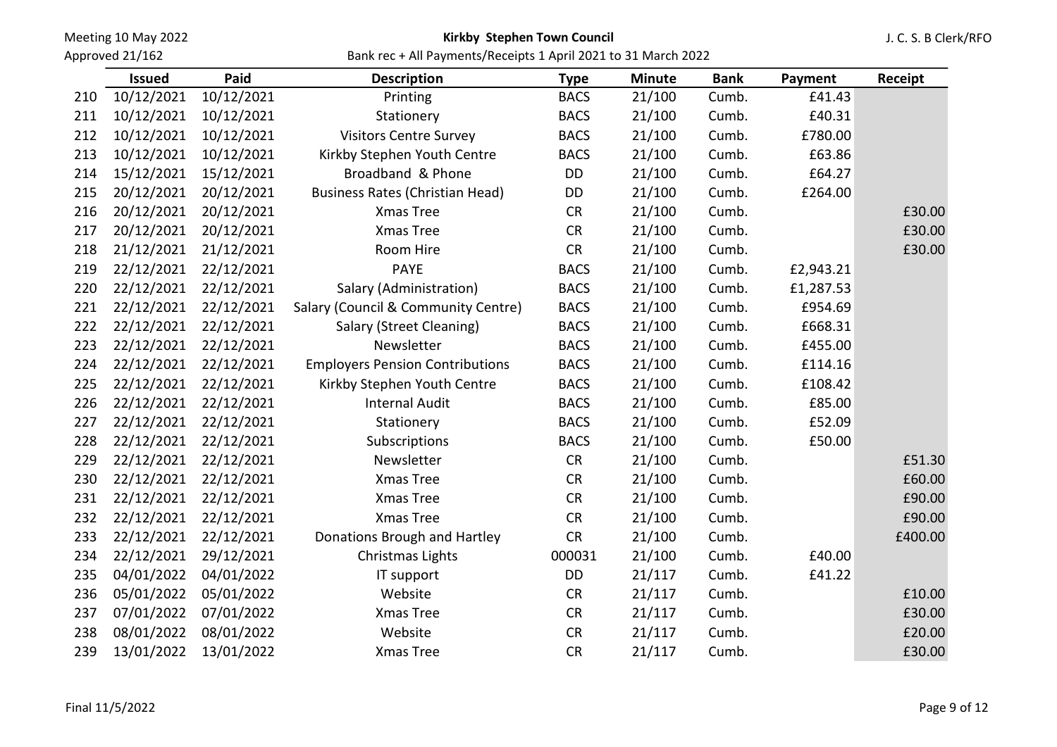Meeting 10 May 2022
Approved 21/162

**Kirkby Stephen Town Council**

Bank rec + All Payments/Receipts 1 April 2021 to 31 March 2022

J. C. S. B Clerk/RFO

| | Issued | Paid | Description | Type | Minute | Bank | Payment | Receipt |
|---|---|---|---|---|---|---|---|---|
| 210 | 10/12/2021 | 10/12/2021 | Printing | BACS | 21/100 | Cumb. | £41.43 | |
| 211 | 10/12/2021 | 10/12/2021 | Stationery | BACS | 21/100 | Cumb. | £40.31 | |
| 212 | 10/12/2021 | 10/12/2021 | Visitors Centre Survey | BACS | 21/100 | Cumb. | £780.00 | |
| 213 | 10/12/2021 | 10/12/2021 | Kirkby Stephen Youth Centre | BACS | 21/100 | Cumb. | £63.86 | |
| 214 | 15/12/2021 | 15/12/2021 | Broadband & Phone | DD | 21/100 | Cumb. | £64.27 | |
| 215 | 20/12/2021 | 20/12/2021 | Business Rates (Christian Head) | DD | 21/100 | Cumb. | £264.00 | |
| 216 | 20/12/2021 | 20/12/2021 | Xmas Tree | CR | 21/100 | Cumb. | | £30.00 |
| 217 | 20/12/2021 | 20/12/2021 | Xmas Tree | CR | 21/100 | Cumb. | | £30.00 |
| 218 | 21/12/2021 | 21/12/2021 | Room Hire | CR | 21/100 | Cumb. | | £30.00 |
| 219 | 22/12/2021 | 22/12/2021 | PAYE | BACS | 21/100 | Cumb. | £2,943.21 | |
| 220 | 22/12/2021 | 22/12/2021 | Salary (Administration) | BACS | 21/100 | Cumb. | £1,287.53 | |
| 221 | 22/12/2021 | 22/12/2021 | Salary (Council & Community Centre) | BACS | 21/100 | Cumb. | £954.69 | |
| 222 | 22/12/2021 | 22/12/2021 | Salary (Street Cleaning) | BACS | 21/100 | Cumb. | £668.31 | |
| 223 | 22/12/2021 | 22/12/2021 | Newsletter | BACS | 21/100 | Cumb. | £455.00 | |
| 224 | 22/12/2021 | 22/12/2021 | Employers Pension Contributions | BACS | 21/100 | Cumb. | £114.16 | |
| 225 | 22/12/2021 | 22/12/2021 | Kirkby Stephen Youth Centre | BACS | 21/100 | Cumb. | £108.42 | |
| 226 | 22/12/2021 | 22/12/2021 | Internal Audit | BACS | 21/100 | Cumb. | £85.00 | |
| 227 | 22/12/2021 | 22/12/2021 | Stationery | BACS | 21/100 | Cumb. | £52.09 | |
| 228 | 22/12/2021 | 22/12/2021 | Subscriptions | BACS | 21/100 | Cumb. | £50.00 | |
| 229 | 22/12/2021 | 22/12/2021 | Newsletter | CR | 21/100 | Cumb. | | £51.30 |
| 230 | 22/12/2021 | 22/12/2021 | Xmas Tree | CR | 21/100 | Cumb. | | £60.00 |
| 231 | 22/12/2021 | 22/12/2021 | Xmas Tree | CR | 21/100 | Cumb. | | £90.00 |
| 232 | 22/12/2021 | 22/12/2021 | Xmas Tree | CR | 21/100 | Cumb. | | £90.00 |
| 233 | 22/12/2021 | 22/12/2021 | Donations Brough and Hartley | CR | 21/100 | Cumb. | | £400.00 |
| 234 | 22/12/2021 | 29/12/2021 | Christmas Lights | 000031 | 21/100 | Cumb. | £40.00 | |
| 235 | 04/01/2022 | 04/01/2022 | IT support | DD | 21/117 | Cumb. | £41.22 | |
| 236 | 05/01/2022 | 05/01/2022 | Website | CR | 21/117 | Cumb. | | £10.00 |
| 237 | 07/01/2022 | 07/01/2022 | Xmas Tree | CR | 21/117 | Cumb. | | £30.00 |
| 238 | 08/01/2022 | 08/01/2022 | Website | CR | 21/117 | Cumb. | | £20.00 |
| 239 | 13/01/2022 | 13/01/2022 | Xmas Tree | CR | 21/117 | Cumb. | | £30.00 |

Final 11/5/2022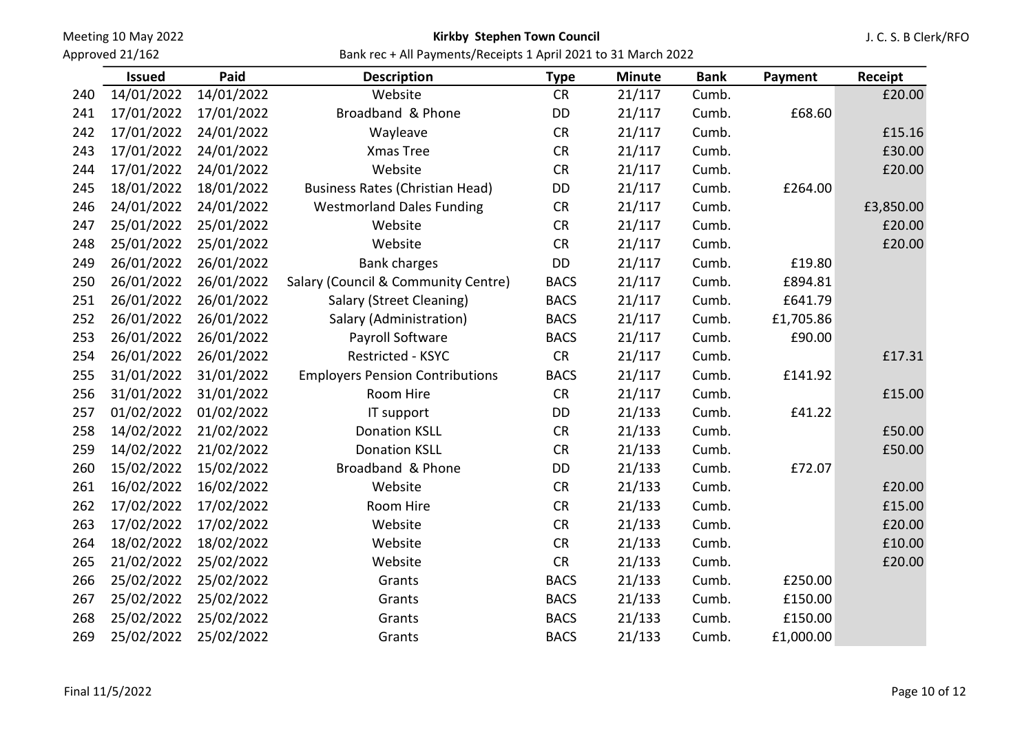| | Issued | Paid | Description | Type | Minute | Bank | Payment | Receipt |
|---|---|---|---|---|---|---|---|---|
| 240 | 14/01/2022 | 14/01/2022 | Website | CR | 21/117 | Cumb. | | £20.00 |
| 241 | 17/01/2022 | 17/01/2022 | Broadband & Phone | DD | 21/117 | Cumb. | £68.60 | |
| 242 | 17/01/2022 | 24/01/2022 | Wayleave | CR | 21/117 | Cumb. | | £15.16 |
| 243 | 17/01/2022 | 24/01/2022 | Xmas Tree | CR | 21/117 | Cumb. | | £30.00 |
| 244 | 17/01/2022 | 24/01/2022 | Website | CR | 21/117 | Cumb. | | £20.00 |
| 245 | 18/01/2022 | 18/01/2022 | Business Rates (Christian Head) | DD | 21/117 | Cumb. | £264.00 | |
| 246 | 24/01/2022 | 24/01/2022 | Westmorland Dales Funding | CR | 21/117 | Cumb. | | £3,850.00 |
| 247 | 25/01/2022 | 25/01/2022 | Website | CR | 21/117 | Cumb. | | £20.00 |
| 248 | 25/01/2022 | 25/01/2022 | Website | CR | 21/117 | Cumb. | | £20.00 |
| 249 | 26/01/2022 | 26/01/2022 | Bank charges | DD | 21/117 | Cumb. | £19.80 | |
| 250 | 26/01/2022 | 26/01/2022 | Salary (Council & Community Centre) | BACS | 21/117 | Cumb. | £894.81 | |
| 251 | 26/01/2022 | 26/01/2022 | Salary (Street Cleaning) | BACS | 21/117 | Cumb. | £641.79 | |
| 252 | 26/01/2022 | 26/01/2022 | Salary (Administration) | BACS | 21/117 | Cumb. | £1,705.86 | |
| 253 | 26/01/2022 | 26/01/2022 | Payroll Software | BACS | 21/117 | Cumb. | £90.00 | |
| 254 | 26/01/2022 | 26/01/2022 | Restricted - KSYC | CR | 21/117 | Cumb. | | £17.31 |
| 255 | 31/01/2022 | 31/01/2022 | Employers Pension Contributions | BACS | 21/117 | Cumb. | £141.92 | |
| 256 | 31/01/2022 | 31/01/2022 | Room Hire | CR | 21/117 | Cumb. | | £15.00 |
| 257 | 01/02/2022 | 01/02/2022 | IT support | DD | 21/133 | Cumb. | £41.22 | |
| 258 | 14/02/2022 | 21/02/2022 | Donation KSLL | CR | 21/133 | Cumb. | | £50.00 |
| 259 | 14/02/2022 | 21/02/2022 | Donation KSLL | CR | 21/133 | Cumb. | | £50.00 |
| 260 | 15/02/2022 | 15/02/2022 | Broadband & Phone | DD | 21/133 | Cumb. | £72.07 | |
| 261 | 16/02/2022 | 16/02/2022 | Website | CR | 21/133 | Cumb. | | £20.00 |
| 262 | 17/02/2022 | 17/02/2022 | Room Hire | CR | 21/133 | Cumb. | | £15.00 |
| 263 | 17/02/2022 | 17/02/2022 | Website | CR | 21/133 | Cumb. | | £20.00 |
| 264 | 18/02/2022 | 18/02/2022 | Website | CR | 21/133 | Cumb. | | £10.00 |
| 265 | 21/02/2022 | 25/02/2022 | Website | CR | 21/133 | Cumb. | | £20.00 |
| 266 | 25/02/2022 | 25/02/2022 | Grants | BACS | 21/133 | Cumb. | £250.00 | |
| 267 | 25/02/2022 | 25/02/2022 | Grants | BACS | 21/133 | Cumb. | £150.00 | |
| 268 | 25/02/2022 | 25/02/2022 | Grants | BACS | 21/133 | Cumb. | £150.00 | |
| 269 | 25/02/2022 | 25/02/2022 | Grants | BACS | 21/133 | Cumb. | £1,000.00 | |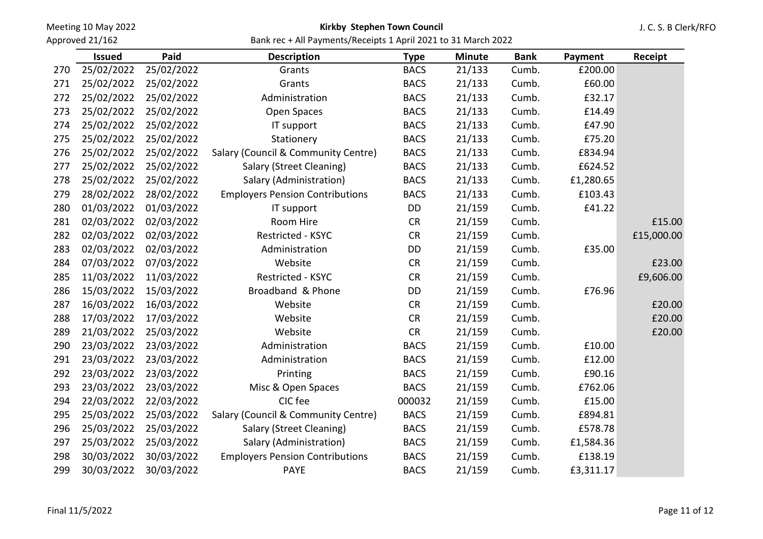| | Issued | Paid | Description | Type | Minute | Bank | Payment | Receipt |
|---|---|---|---|---|---|---|---|---|
| 270 | 25/02/2022 | 25/02/2022 | Grants | BACS | 21/133 | Cumb. | £200.00 | |
| 271 | 25/02/2022 | 25/02/2022 | Grants | BACS | 21/133 | Cumb. | £60.00 | |
| 272 | 25/02/2022 | 25/02/2022 | Administration | BACS | 21/133 | Cumb. | £32.17 | |
| 273 | 25/02/2022 | 25/02/2022 | Open Spaces | BACS | 21/133 | Cumb. | £14.49 | |
| 274 | 25/02/2022 | 25/02/2022 | IT support | BACS | 21/133 | Cumb. | £47.90 | |
| 275 | 25/02/2022 | 25/02/2022 | Stationery | BACS | 21/133 | Cumb. | £75.20 | |
| 276 | 25/02/2022 | 25/02/2022 | Salary (Council & Community Centre) | BACS | 21/133 | Cumb. | £834.94 | |
| 277 | 25/02/2022 | 25/02/2022 | Salary (Street Cleaning) | BACS | 21/133 | Cumb. | £624.52 | |
| 278 | 25/02/2022 | 25/02/2022 | Salary (Administration) | BACS | 21/133 | Cumb. | £1,280.65 | |
| 279 | 28/02/2022 | 28/02/2022 | Employers Pension Contributions | BACS | 21/133 | Cumb. | £103.43 | |
| 280 | 01/03/2022 | 01/03/2022 | IT support | DD | 21/159 | Cumb. | £41.22 | |
| 281 | 02/03/2022 | 02/03/2022 | Room Hire | CR | 21/159 | Cumb. | | £15.00 |
| 282 | 02/03/2022 | 02/03/2022 | Restricted - KSYC | CR | 21/159 | Cumb. | | £15,000.00 |
| 283 | 02/03/2022 | 02/03/2022 | Administration | DD | 21/159 | Cumb. | £35.00 | |
| 284 | 07/03/2022 | 07/03/2022 | Website | CR | 21/159 | Cumb. | | £23.00 |
| 285 | 11/03/2022 | 11/03/2022 | Restricted - KSYC | CR | 21/159 | Cumb. | | £9,606.00 |
| 286 | 15/03/2022 | 15/03/2022 | Broadband & Phone | DD | 21/159 | Cumb. | £76.96 | |
| 287 | 16/03/2022 | 16/03/2022 | Website | CR | 21/159 | Cumb. | | £20.00 |
| 288 | 17/03/2022 | 17/03/2022 | Website | CR | 21/159 | Cumb. | | £20.00 |
| 289 | 21/03/2022 | 25/03/2022 | Website | CR | 21/159 | Cumb. | | £20.00 |
| 290 | 23/03/2022 | 23/03/2022 | Administration | BACS | 21/159 | Cumb. | £10.00 | |
| 291 | 23/03/2022 | 23/03/2022 | Administration | BACS | 21/159 | Cumb. | £12.00 | |
| 292 | 23/03/2022 | 23/03/2022 | Printing | BACS | 21/159 | Cumb. | £90.16 | |
| 293 | 23/03/2022 | 23/03/2022 | Misc & Open Spaces | BACS | 21/159 | Cumb. | £762.06 | |
| 294 | 22/03/2022 | 22/03/2022 | CIC fee | 000032 | 21/159 | Cumb. | £15.00 | |
| 295 | 25/03/2022 | 25/03/2022 | Salary (Council & Community Centre) | BACS | 21/159 | Cumb. | £894.81 | |
| 296 | 25/03/2022 | 25/03/2022 | Salary (Street Cleaning) | BACS | 21/159 | Cumb. | £578.78 | |
| 297 | 25/03/2022 | 25/03/2022 | Salary (Administration) | BACS | 21/159 | Cumb. | £1,584.36 | |
| 298 | 30/03/2022 | 30/03/2022 | Employers Pension Contributions | BACS | 21/159 | Cumb. | £138.19 | |
| 299 | 30/03/2022 | 30/03/2022 | PAYE | BACS | 21/159 | Cumb. | £3,311.17 | |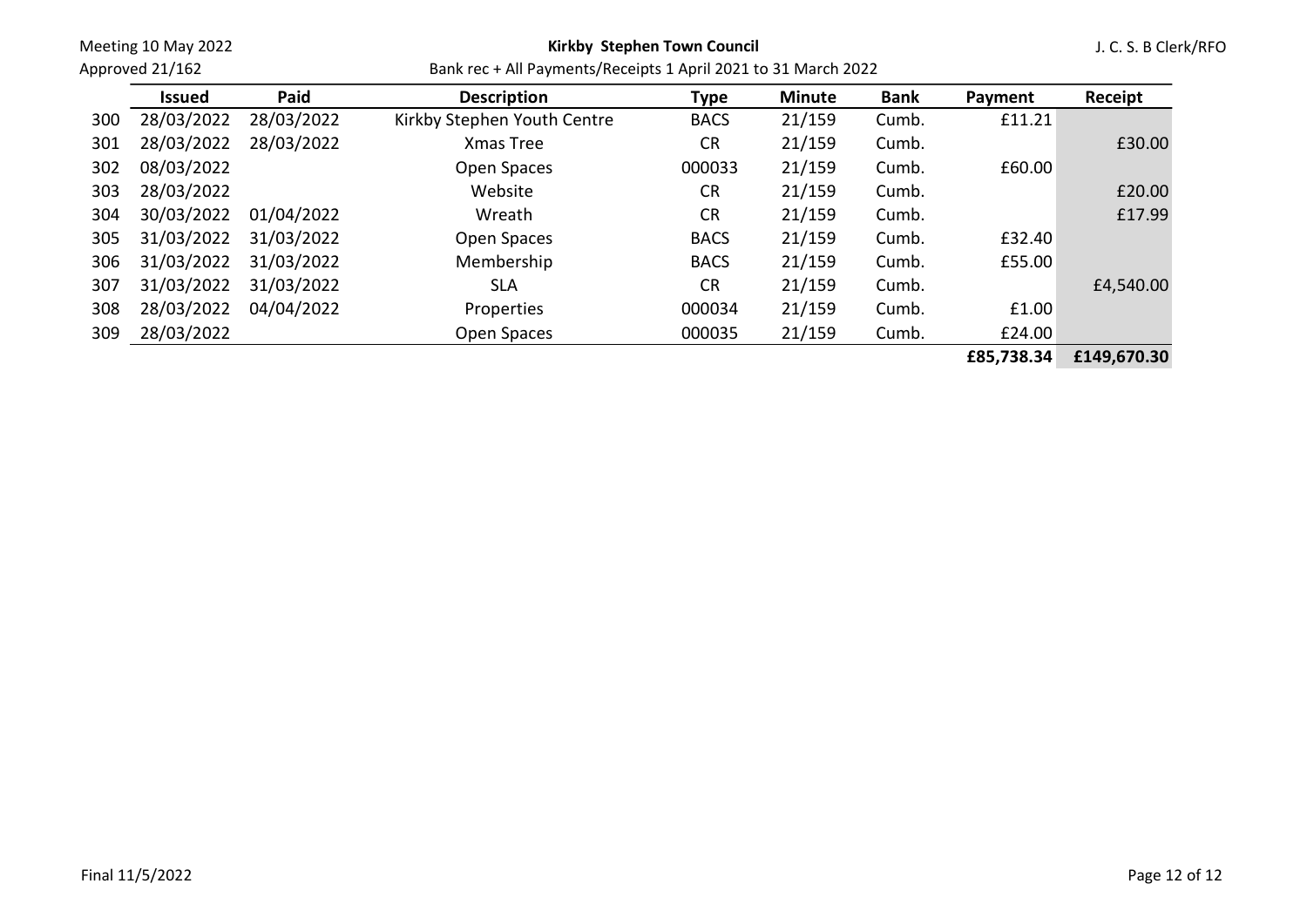Meeting 10 May 2022

Approved 21/162

**Kirkby Stephen Town Council**

Bank rec + All Payments/Receipts 1 April 2021 to 31 March 2022

J. C. S. B Clerk/RFO

| | Issued | Paid | Description | Type | Minute | Bank | Payment | Receipt |
|---|---|---|---|---|---|---|---|---|
| 300 | 28/03/2022 | 28/03/2022 | Kirkby Stephen Youth Centre | BACS | 21/159 | Cumb. | £11.21 | |
| 301 | 28/03/2022 | 28/03/2022 | Xmas Tree | CR | 21/159 | Cumb. | | £30.00 |
| 302 | 08/03/2022 | | Open Spaces | 000033 | 21/159 | Cumb. | £60.00 | |
| 303 | 28/03/2022 | | Website | CR | 21/159 | Cumb. | | £20.00 |
| 304 | 30/03/2022 | 01/04/2022 | Wreath | CR | 21/159 | Cumb. | | £17.99 |
| 305 | 31/03/2022 | 31/03/2022 | Open Spaces | BACS | 21/159 | Cumb. | £32.40 | |
| 306 | 31/03/2022 | 31/03/2022 | Membership | BACS | 21/159 | Cumb. | £55.00 | |
| 307 | 31/03/2022 | 31/03/2022 | SLA | CR | 21/159 | Cumb. | | £4,540.00 |
| 308 | 28/03/2022 | 04/04/2022 | Properties | 000034 | 21/159 | Cumb. | £1.00 | |
| 309 | 28/03/2022 | | Open Spaces | 000035 | 21/159 | Cumb. | £24.00 | |
| | | | | | | | **£85,738.34** | **£149,670.30** |

Final 11/5/2022